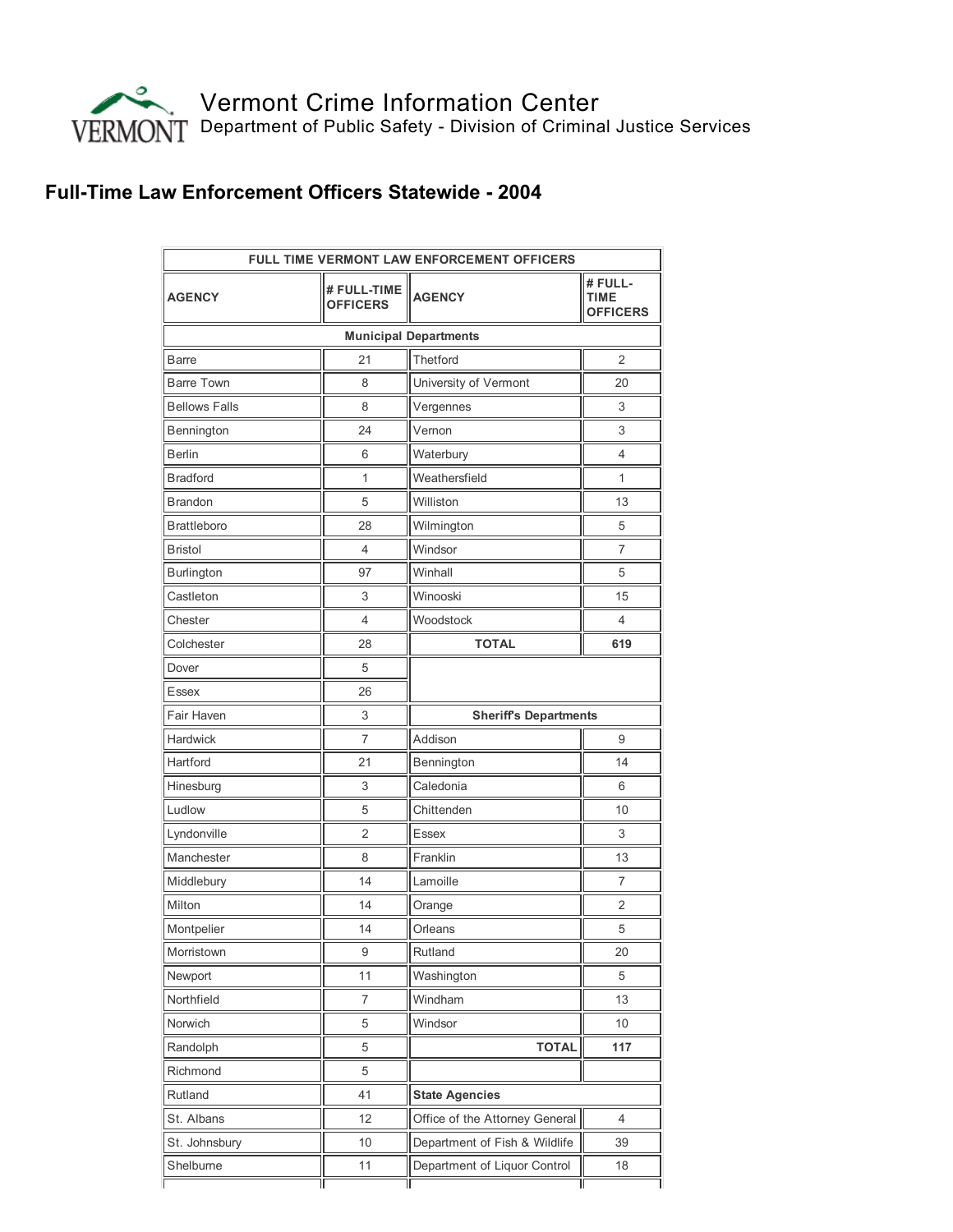# Vermont Crime Information Center

Department of Public Safety - Division of Criminal Justice Services

## Full-Time Law Enforcement Officers Statewide - 2004

| FULL TIME VERMONT LAW ENFORCEMENT OFFICERS | | | |
|---|---|---|---|
| **AGENCY** | **# FULL-TIME OFFICERS** | **AGENCY** | **# FULL-TIME OFFICERS** |
| **Municipal Departments** | | | |
| Barre | 21 | Thetford | 2 |
| Barre Town | 8 | University of Vermont | 20 |
| Bellows Falls | 8 | Vergennes | 3 |
| Bennington | 24 | Vernon | 3 |
| Berlin | 6 | Waterbury | 4 |
| Bradford | 1 | Weathersfield | 1 |
| Brandon | 5 | Williston | 13 |
| Brattleboro | 28 | Wilmington | 5 |
| Bristol | 4 | Windsor | 7 |
| Burlington | 97 | Winhall | 5 |
| Castleton | 3 | Winooski | 15 |
| Chester | 4 | Woodstock | 4 |
| Colchester | 28 | **TOTAL** | **619** |
| Dover | 5 | | |
| Essex | 26 | | |
| Fair Haven | 3 | **Sheriff's Departments** | |
| Hardwick | 7 | Addison | 9 |
| Hartford | 21 | Bennington | 14 |
| Hinesburg | 3 | Caledonia | 6 |
| Ludlow | 5 | Chittenden | 10 |
| Lyndonville | 2 | Essex | 3 |
| Manchester | 8 | Franklin | 13 |
| Middlebury | 14 | Lamoille | 7 |
| Milton | 14 | Orange | 2 |
| Montpelier | 14 | Orleans | 5 |
| Morristown | 9 | Rutland | 20 |
| Newport | 11 | Washington | 5 |
| Northfield | 7 | Windham | 13 |
| Norwich | 5 | Windsor | 10 |
| Randolph | 5 | **TOTAL** | **117** |
| Richmond | 5 | | |
| Rutland | 41 | **State Agencies** | |
| St. Albans | 12 | Office of the Attorney General | 4 |
| St. Johnsbury | 10 | Department of Fish & Wildlife | 39 |
| Shelburne | 11 | Department of Liquor Control | 18 |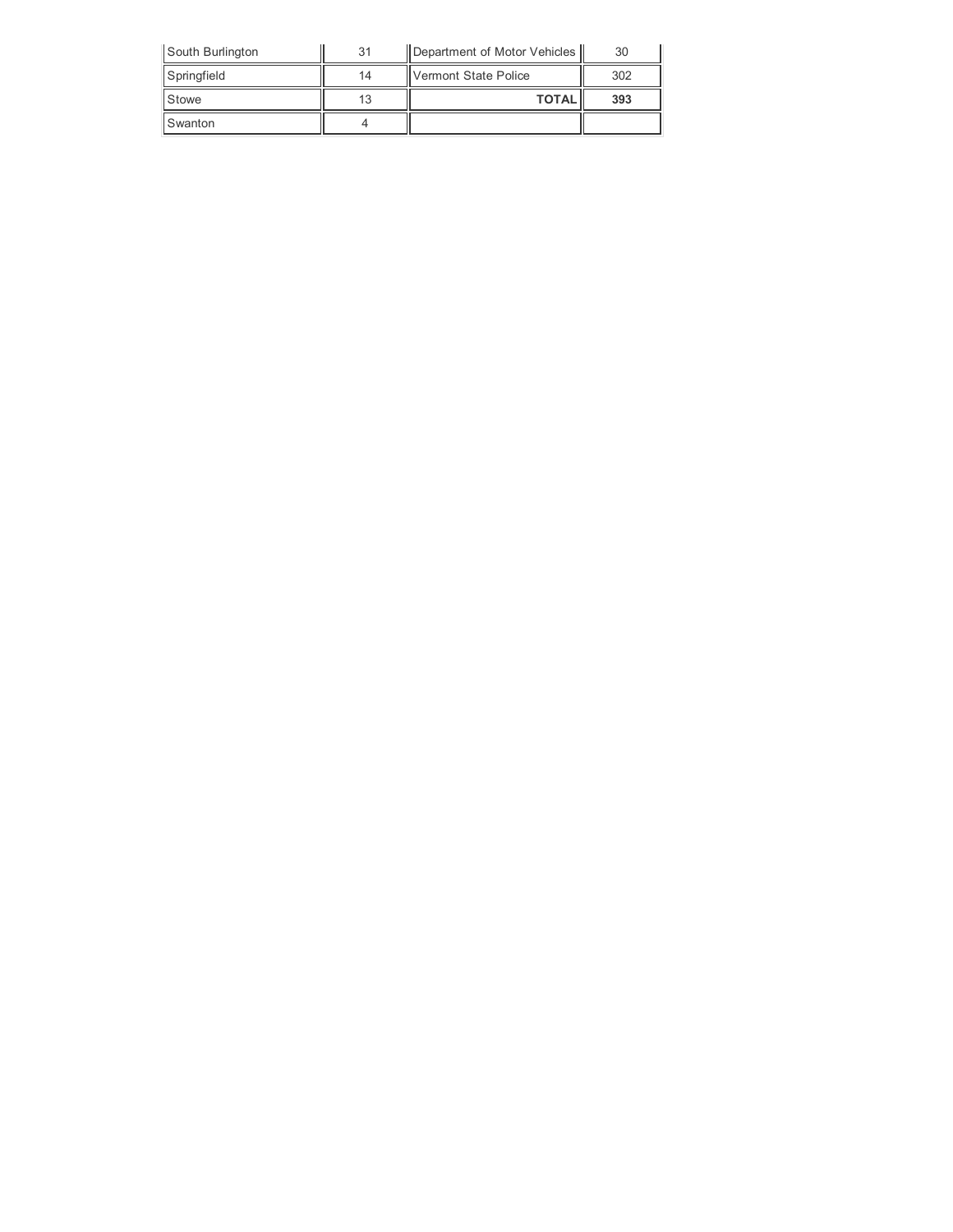| | | | |
|---|---|---|---|
| South Burlington | 31 | Department of Motor Vehicles | 30 |
| Springfield | 14 | Vermont State Police | 302 |
| Stowe | 13 | **TOTAL** | **393** |
| Swanton | 4 | | |